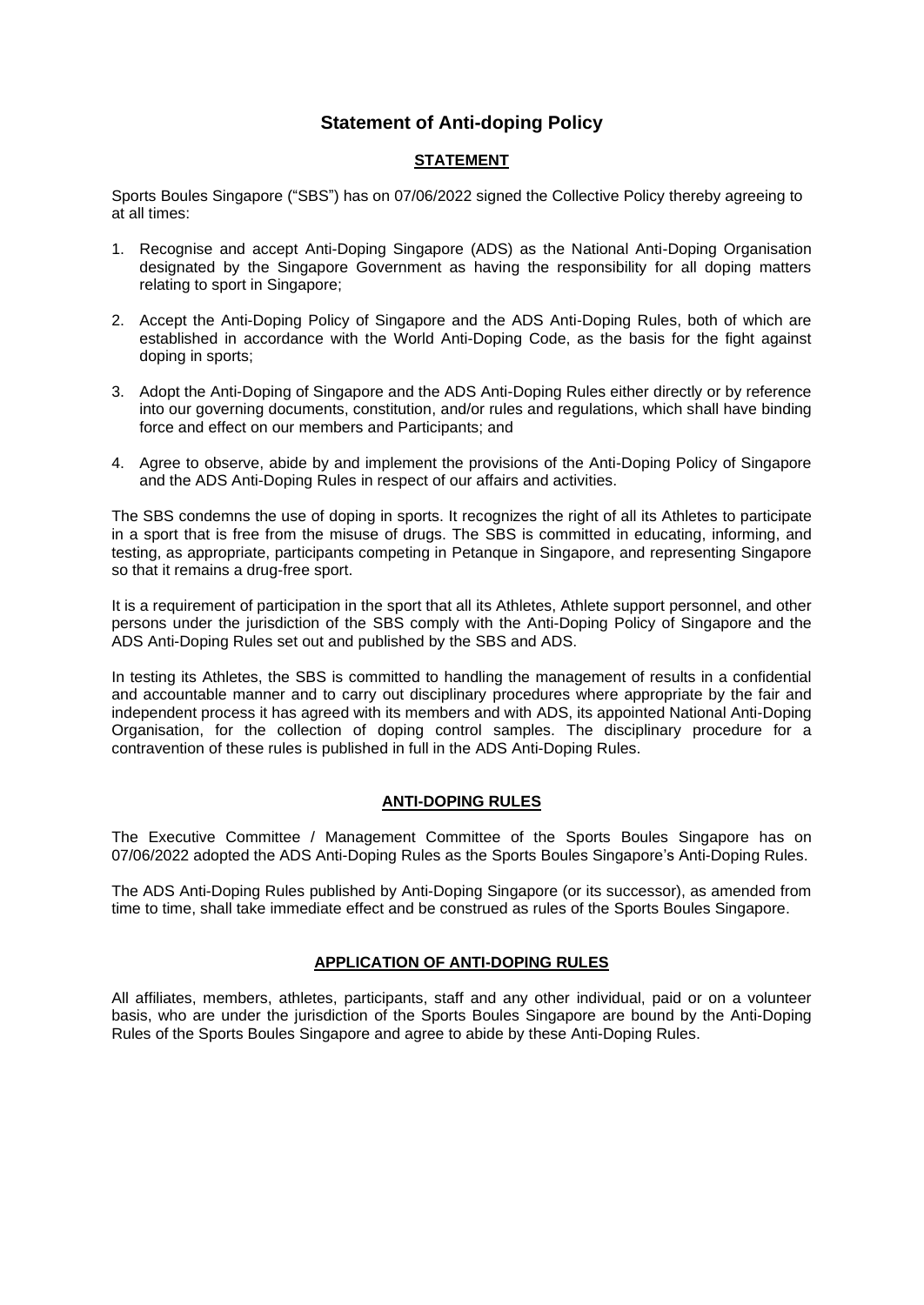# Statement of Anti-doping Policy

## STATEMENT

Sports Boules Singapore ("SBS") has on 07/06/2022 signed the Collective Policy thereby agreeing to at all times:

1. Recognise and accept Anti-Doping Singapore (ADS) as the National Anti-Doping Organisation designated by the Singapore Government as having the responsibility for all doping matters relating to sport in Singapore;

2. Accept the Anti-Doping Policy of Singapore and the ADS Anti-Doping Rules, both of which are established in accordance with the World Anti-Doping Code, as the basis for the fight against doping in sports;

3. Adopt the Anti-Doping of Singapore and the ADS Anti-Doping Rules either directly or by reference into our governing documents, constitution, and/or rules and regulations, which shall have binding force and effect on our members and Participants; and

4. Agree to observe, abide by and implement the provisions of the Anti-Doping Policy of Singapore and the ADS Anti-Doping Rules in respect of our affairs and activities.

The SBS condemns the use of doping in sports. It recognizes the right of all its Athletes to participate in a sport that is free from the misuse of drugs. The SBS is committed in educating, informing, and testing, as appropriate, participants competing in Petanque in Singapore, and representing Singapore so that it remains a drug-free sport.

It is a requirement of participation in the sport that all its Athletes, Athlete support personnel, and other persons under the jurisdiction of the SBS comply with the Anti-Doping Policy of Singapore and the ADS Anti-Doping Rules set out and published by the SBS and ADS.

In testing its Athletes, the SBS is committed to handling the management of results in a confidential and accountable manner and to carry out disciplinary procedures where appropriate by the fair and independent process it has agreed with its members and with ADS, its appointed National Anti-Doping Organisation, for the collection of doping control samples. The disciplinary procedure for a contravention of these rules is published in full in the ADS Anti-Doping Rules.

## ANTI-DOPING RULES

The Executive Committee / Management Committee of the Sports Boules Singapore has on 07/06/2022 adopted the ADS Anti-Doping Rules as the Sports Boules Singapore's Anti-Doping Rules.

The ADS Anti-Doping Rules published by Anti-Doping Singapore (or its successor), as amended from time to time, shall take immediate effect and be construed as rules of the Sports Boules Singapore.

## APPLICATION OF ANTI-DOPING RULES

All affiliates, members, athletes, participants, staff and any other individual, paid or on a volunteer basis, who are under the jurisdiction of the Sports Boules Singapore are bound by the Anti-Doping Rules of the Sports Boules Singapore and agree to abide by these Anti-Doping Rules.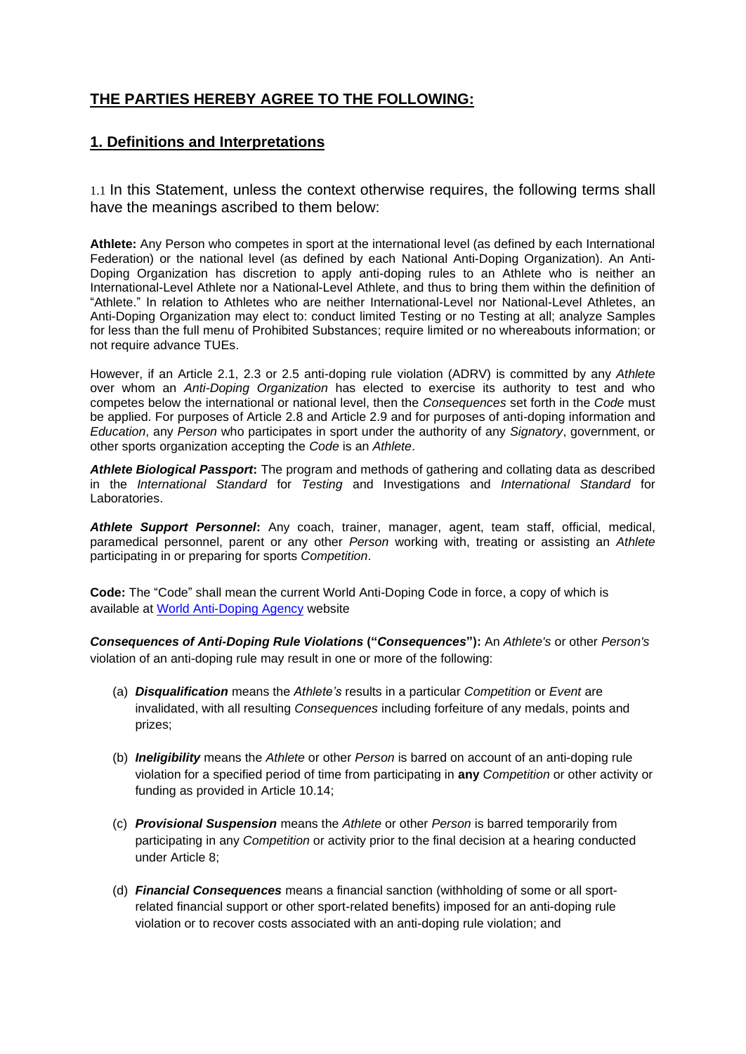## **THE PARTIES HEREBY AGREE TO THE FOLLOWING:**

## **1. Definitions and Interpretations**

1.1 In this Statement, unless the context otherwise requires, the following terms shall have the meanings ascribed to them below:

**Athlete:** Any Person who competes in sport at the international level (as defined by each International Federation) or the national level (as defined by each National Anti-Doping Organization). An Anti-Doping Organization has discretion to apply anti-doping rules to an Athlete who is neither an International-Level Athlete nor a National-Level Athlete, and thus to bring them within the definition of "Athlete." In relation to Athletes who are neither International-Level nor National-Level Athletes, an Anti-Doping Organization may elect to: conduct limited Testing or no Testing at all; analyze Samples for less than the full menu of Prohibited Substances; require limited or no whereabouts information; or not require advance TUEs.

However, if an Article 2.1, 2.3 or 2.5 anti-doping rule violation (ADRV) is committed by any *Athlete* over whom an *Anti-Doping Organization* has elected to exercise its authority to test and who competes below the international or national level, then the *Consequences* set forth in the *Code* must be applied. For purposes of Article 2.8 and Article 2.9 and for purposes of anti-doping information and *Education*, any *Person* who participates in sport under the authority of any *Signatory*, government, or other sports organization accepting the *Code* is an *Athlete*.

***Athlete Biological Passport*:** The program and methods of gathering and collating data as described in the *International Standard* for *Testing* and Investigations and *International Standard* for Laboratories.

***Athlete Support Personnel*:** Any coach, trainer, manager, agent, team staff, official, medical, paramedical personnel, parent or any other *Person* working with, treating or assisting an *Athlete* participating in or preparing for sports *Competition*.

**Code:** The "Code" shall mean the current World Anti-Doping Code in force, a copy of which is available at [World Anti-Doping Agency] website

***Consequences of Anti-Doping Rule Violations* ("*Consequences*"):** An *Athlete's* or other *Person's* violation of an anti-doping rule may result in one or more of the following:

(a) ***Disqualification*** means the *Athlete's* results in a particular *Competition* or *Event* are invalidated, with all resulting *Consequences* including forfeiture of any medals, points and prizes;

(b) ***Ineligibility*** means the *Athlete* or other *Person* is barred on account of an anti-doping rule violation for a specified period of time from participating in **any** *Competition* or other activity or funding as provided in Article 10.14;

(c) ***Provisional Suspension*** means the *Athlete* or other *Person* is barred temporarily from participating in any *Competition* or activity prior to the final decision at a hearing conducted under Article 8;

(d) ***Financial Consequences*** means a financial sanction (withholding of some or all sport-related financial support or other sport-related benefits) imposed for an anti-doping rule violation or to recover costs associated with an anti-doping rule violation; and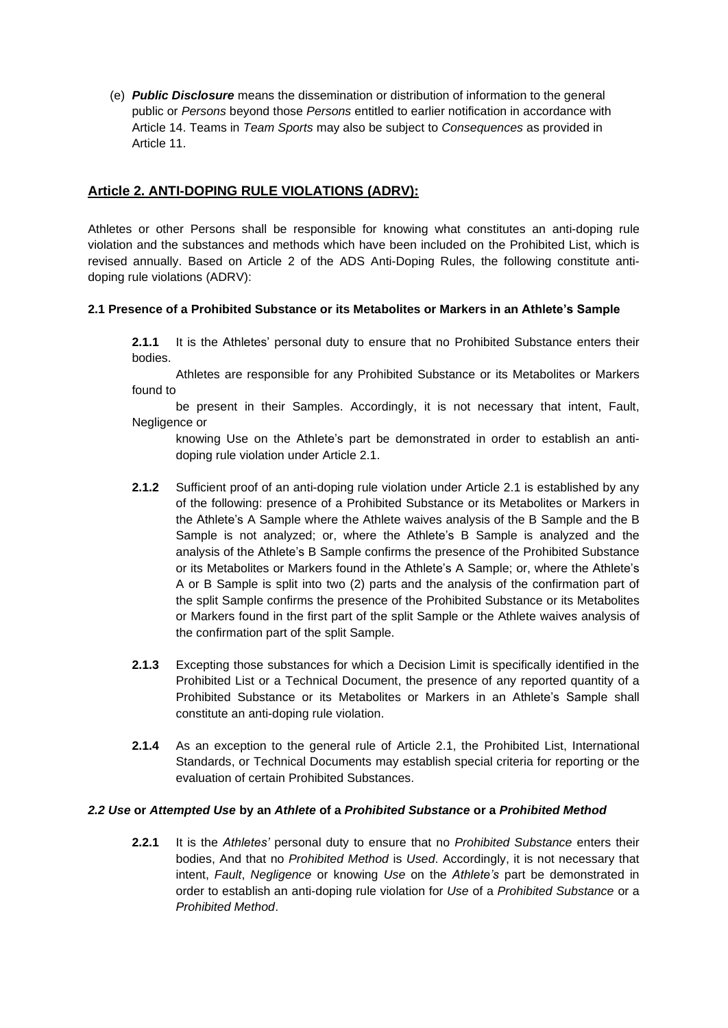(e) ***Public Disclosure*** means the dissemination or distribution of information to the general public or *Persons* beyond those *Persons* entitled to earlier notification in accordance with Article 14. Teams in *Team Sports* may also be subject to *Consequences* as provided in Article 11.

## Article 2. ANTI-DOPING RULE VIOLATIONS (ADRV):

Athletes or other Persons shall be responsible for knowing what constitutes an anti-doping rule violation and the substances and methods which have been included on the Prohibited List, which is revised annually. Based on Article 2 of the ADS Anti-Doping Rules, the following constitute anti-doping rule violations (ADRV):

### 2.1 Presence of a Prohibited Substance or its Metabolites or Markers in an Athlete's Sample

**2.1.1** It is the Athletes' personal duty to ensure that no Prohibited Substance enters their bodies.

Athletes are responsible for any Prohibited Substance or its Metabolites or Markers found to be present in their Samples. Accordingly, it is not necessary that intent, Fault, Negligence or knowing Use on the Athlete's part be demonstrated in order to establish an anti-doping rule violation under Article 2.1.

**2.1.2** Sufficient proof of an anti-doping rule violation under Article 2.1 is established by any of the following: presence of a Prohibited Substance or its Metabolites or Markers in the Athlete's A Sample where the Athlete waives analysis of the B Sample and the B Sample is not analyzed; or, where the Athlete's B Sample is analyzed and the analysis of the Athlete's B Sample confirms the presence of the Prohibited Substance or its Metabolites or Markers found in the Athlete's A Sample; or, where the Athlete's A or B Sample is split into two (2) parts and the analysis of the confirmation part of the split Sample confirms the presence of the Prohibited Substance or its Metabolites or Markers found in the first part of the split Sample or the Athlete waives analysis of the confirmation part of the split Sample.

**2.1.3** Excepting those substances for which a Decision Limit is specifically identified in the Prohibited List or a Technical Document, the presence of any reported quantity of a Prohibited Substance or its Metabolites or Markers in an Athlete's Sample shall constitute an anti-doping rule violation.

**2.1.4** As an exception to the general rule of Article 2.1, the Prohibited List, International Standards, or Technical Documents may establish special criteria for reporting or the evaluation of certain Prohibited Substances.

### *2.2 Use* or *Attempted Use* by an *Athlete* of a *Prohibited Substance* or a *Prohibited Method*

**2.2.1** It is the *Athletes'* personal duty to ensure that no *Prohibited Substance* enters their bodies, And that no *Prohibited Method* is *Used*. Accordingly, it is not necessary that intent, *Fault*, *Negligence* or knowing *Use* on the *Athlete's* part be demonstrated in order to establish an anti-doping rule violation for *Use* of a *Prohibited Substance* or a *Prohibited Method*.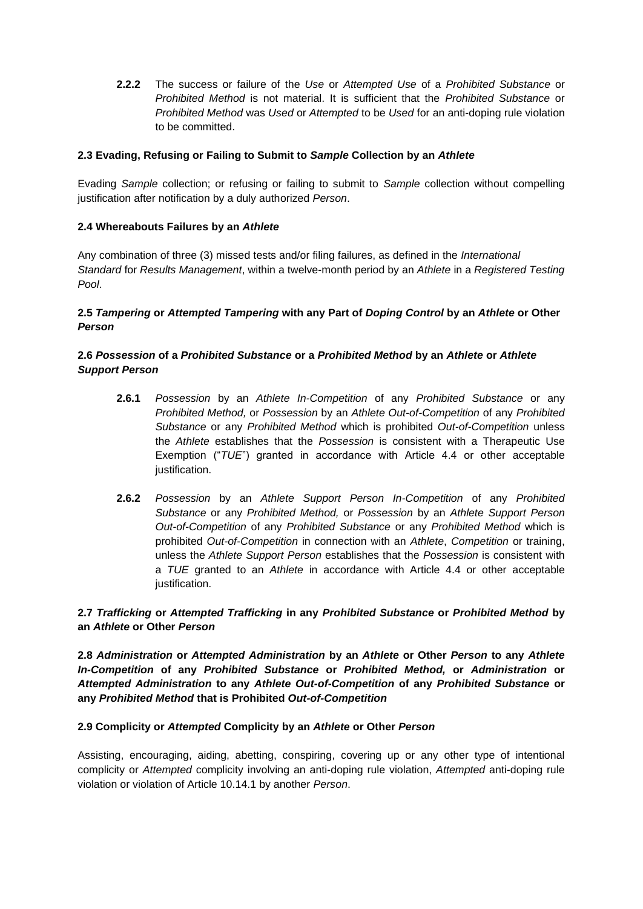**2.2.2** The success or failure of the *Use* or *Attempted Use* of a *Prohibited Substance* or *Prohibited Method* is not material. It is sufficient that the *Prohibited Substance* or *Prohibited Method* was *Used* or *Attempted* to be *Used* for an anti-doping rule violation to be committed.

### 2.3 Evading, Refusing or Failing to Submit to *Sample* Collection by an *Athlete*

Evading *Sample* collection; or refusing or failing to submit to *Sample* collection without compelling justification after notification by a duly authorized *Person*.

### 2.4 Whereabouts Failures by an *Athlete*

Any combination of three (3) missed tests and/or filing failures, as defined in the *International Standard* for *Results Management*, within a twelve-month period by an *Athlete* in a *Registered Testing Pool*.

### 2.5 *Tampering* or *Attempted Tampering* with any Part of *Doping Control* by an *Athlete* or Other *Person*

### 2.6 *Possession* of a *Prohibited Substance* or a *Prohibited Method* by an *Athlete* or *Athlete Support Person*

**2.6.1** *Possession* by an *Athlete In-Competition* of any *Prohibited Substance* or any *Prohibited Method,* or *Possession* by an *Athlete Out-of-Competition* of any *Prohibited Substance* or any *Prohibited Method* which is prohibited *Out-of-Competition* unless the *Athlete* establishes that the *Possession* is consistent with a Therapeutic Use Exemption ("*TUE*") granted in accordance with Article 4.4 or other acceptable justification.

**2.6.2** *Possession* by an *Athlete Support Person In-Competition* of any *Prohibited Substance* or any *Prohibited Method,* or *Possession* by an *Athlete Support Person Out-of-Competition* of any *Prohibited Substance* or any *Prohibited Method* which is prohibited *Out-of-Competition* in connection with an *Athlete*, *Competition* or training, unless the *Athlete Support Person* establishes that the *Possession* is consistent with a *TUE* granted to an *Athlete* in accordance with Article 4.4 or other acceptable justification.

### 2.7 *Trafficking* or *Attempted Trafficking* in any *Prohibited Substance* or *Prohibited Method* by an *Athlete* or Other *Person*

### 2.8 *Administration* or *Attempted Administration* by an *Athlete* or Other *Person* to any *Athlete In-Competition* of any *Prohibited Substance* or *Prohibited Method,* or *Administration* or *Attempted Administration* to any *Athlete Out-of-Competition* of any *Prohibited Substance* or any *Prohibited Method* that is Prohibited *Out-of-Competition*

### 2.9 Complicity or *Attempted* Complicity by an *Athlete* or Other *Person*

Assisting, encouraging, aiding, abetting, conspiring, covering up or any other type of intentional complicity or *Attempted* complicity involving an anti-doping rule violation, *Attempted* anti-doping rule violation or violation of Article 10.14.1 by another *Person*.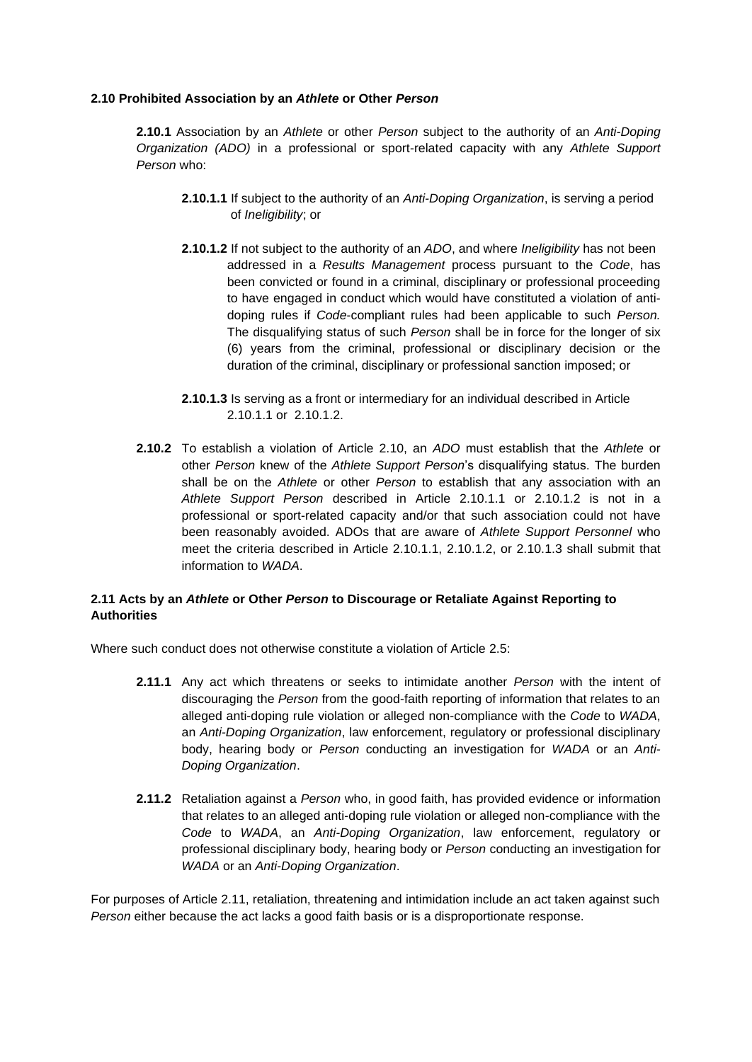**2.10 Prohibited Association by an *Athlete* or Other *Person***

**2.10.1** Association by an *Athlete* or other *Person* subject to the authority of an *Anti-Doping Organization (ADO)* in a professional or sport-related capacity with any *Athlete Support Person* who:

**2.10.1.1** If subject to the authority of an *Anti-Doping Organization*, is serving a period of *Ineligibility*; or

**2.10.1.2** If not subject to the authority of an *ADO*, and where *Ineligibility* has not been addressed in a *Results Management* process pursuant to the *Code*, has been convicted or found in a criminal, disciplinary or professional proceeding to have engaged in conduct which would have constituted a violation of anti-doping rules if *Code*-compliant rules had been applicable to such *Person.* The disqualifying status of such *Person* shall be in force for the longer of six (6) years from the criminal, professional or disciplinary decision or the duration of the criminal, disciplinary or professional sanction imposed; or

**2.10.1.3** Is serving as a front or intermediary for an individual described in Article 2.10.1.1 or 2.10.1.2.

**2.10.2** To establish a violation of Article 2.10, an *ADO* must establish that the *Athlete* or other *Person* knew of the *Athlete Support Person*'s disqualifying status. The burden shall be on the *Athlete* or other *Person* to establish that any association with an *Athlete Support Person* described in Article 2.10.1.1 or 2.10.1.2 is not in a professional or sport-related capacity and/or that such association could not have been reasonably avoided. ADOs that are aware of *Athlete Support Personnel* who meet the criteria described in Article 2.10.1.1, 2.10.1.2, or 2.10.1.3 shall submit that information to *WADA*.

**2.11 Acts by an *Athlete* or Other *Person* to Discourage or Retaliate Against Reporting to Authorities**

Where such conduct does not otherwise constitute a violation of Article 2.5:

**2.11.1** Any act which threatens or seeks to intimidate another *Person* with the intent of discouraging the *Person* from the good-faith reporting of information that relates to an alleged anti-doping rule violation or alleged non-compliance with the *Code* to *WADA*, an *Anti-Doping Organization*, law enforcement, regulatory or professional disciplinary body, hearing body or *Person* conducting an investigation for *WADA* or an *Anti-Doping Organization*.

**2.11.2** Retaliation against a *Person* who, in good faith, has provided evidence or information that relates to an alleged anti-doping rule violation or alleged non-compliance with the *Code* to *WADA*, an *Anti-Doping Organization*, law enforcement, regulatory or professional disciplinary body, hearing body or *Person* conducting an investigation for *WADA* or an *Anti-Doping Organization*.

For purposes of Article 2.11, retaliation, threatening and intimidation include an act taken against such *Person* either because the act lacks a good faith basis or is a disproportionate response.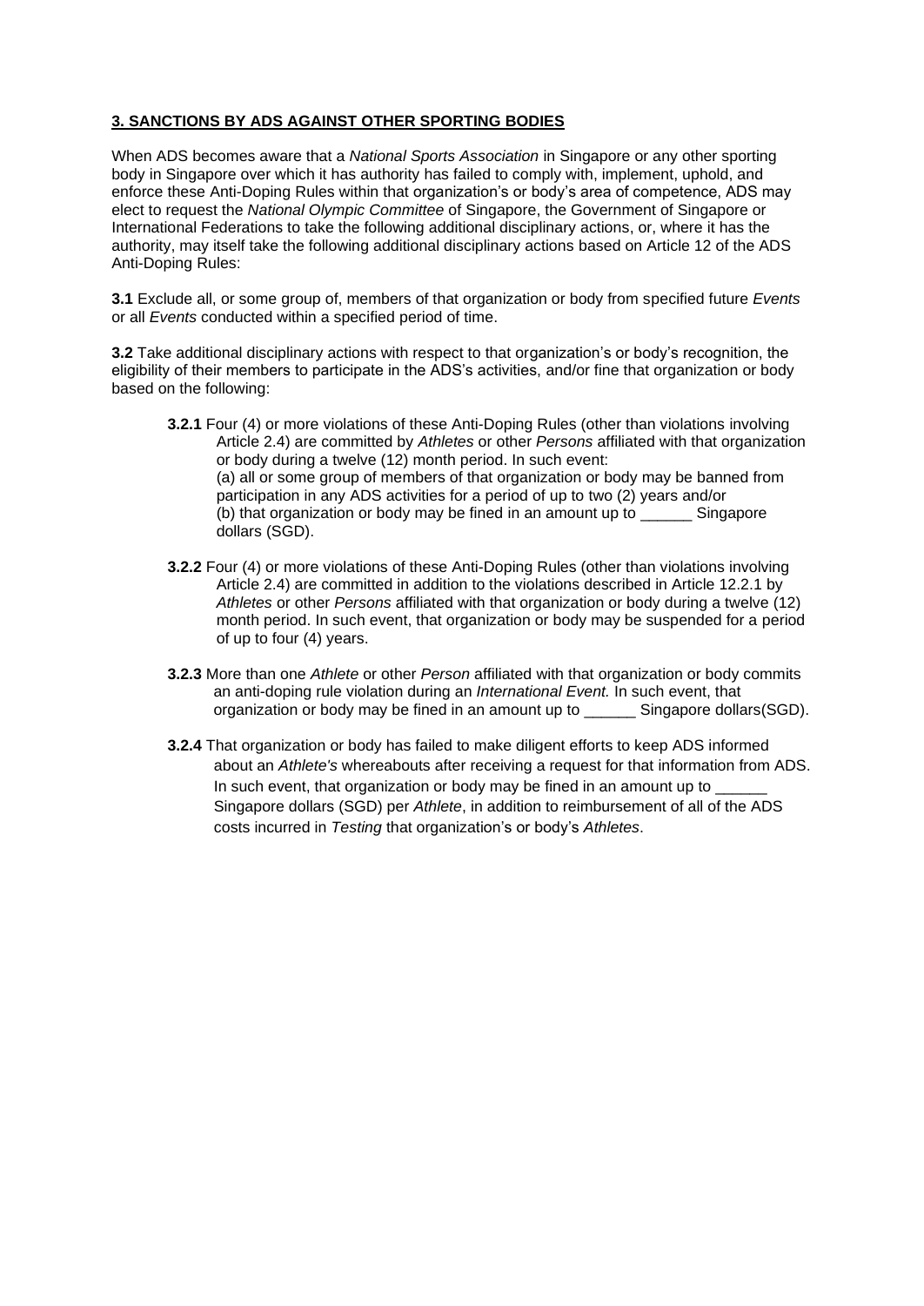## **3. SANCTIONS BY ADS AGAINST OTHER SPORTING BODIES**

When ADS becomes aware that a *National Sports Association* in Singapore or any other sporting body in Singapore over which it has authority has failed to comply with, implement, uphold, and enforce these Anti-Doping Rules within that organization's or body's area of competence, ADS may elect to request the *National Olympic Committee* of Singapore, the Government of Singapore or International Federations to take the following additional disciplinary actions, or, where it has the authority, may itself take the following additional disciplinary actions based on Article 12 of the ADS Anti-Doping Rules:

**3.1** Exclude all, or some group of, members of that organization or body from specified future *Events* or all *Events* conducted within a specified period of time.

**3.2** Take additional disciplinary actions with respect to that organization's or body's recognition, the eligibility of their members to participate in the ADS's activities, and/or fine that organization or body based on the following:

**3.2.1** Four (4) or more violations of these Anti-Doping Rules (other than violations involving Article 2.4) are committed by *Athletes* or other *Persons* affiliated with that organization or body during a twelve (12) month period. In such event:
(a) all or some group of members of that organization or body may be banned from participation in any ADS activities for a period of up to two (2) years and/or
(b) that organization or body may be fined in an amount up to ______ Singapore dollars (SGD).

**3.2.2** Four (4) or more violations of these Anti-Doping Rules (other than violations involving Article 2.4) are committed in addition to the violations described in Article 12.2.1 by *Athletes* or other *Persons* affiliated with that organization or body during a twelve (12) month period. In such event, that organization or body may be suspended for a period of up to four (4) years.

**3.2.3** More than one *Athlete* or other *Person* affiliated with that organization or body commits an anti-doping rule violation during an *International Event.* In such event, that organization or body may be fined in an amount up to ______ Singapore dollars(SGD).

**3.2.4** That organization or body has failed to make diligent efforts to keep ADS informed about an *Athlete's* whereabouts after receiving a request for that information from ADS. In such event, that organization or body may be fined in an amount up to ______ Singapore dollars (SGD) per *Athlete*, in addition to reimbursement of all of the ADS costs incurred in *Testing* that organization's or body's *Athletes*.